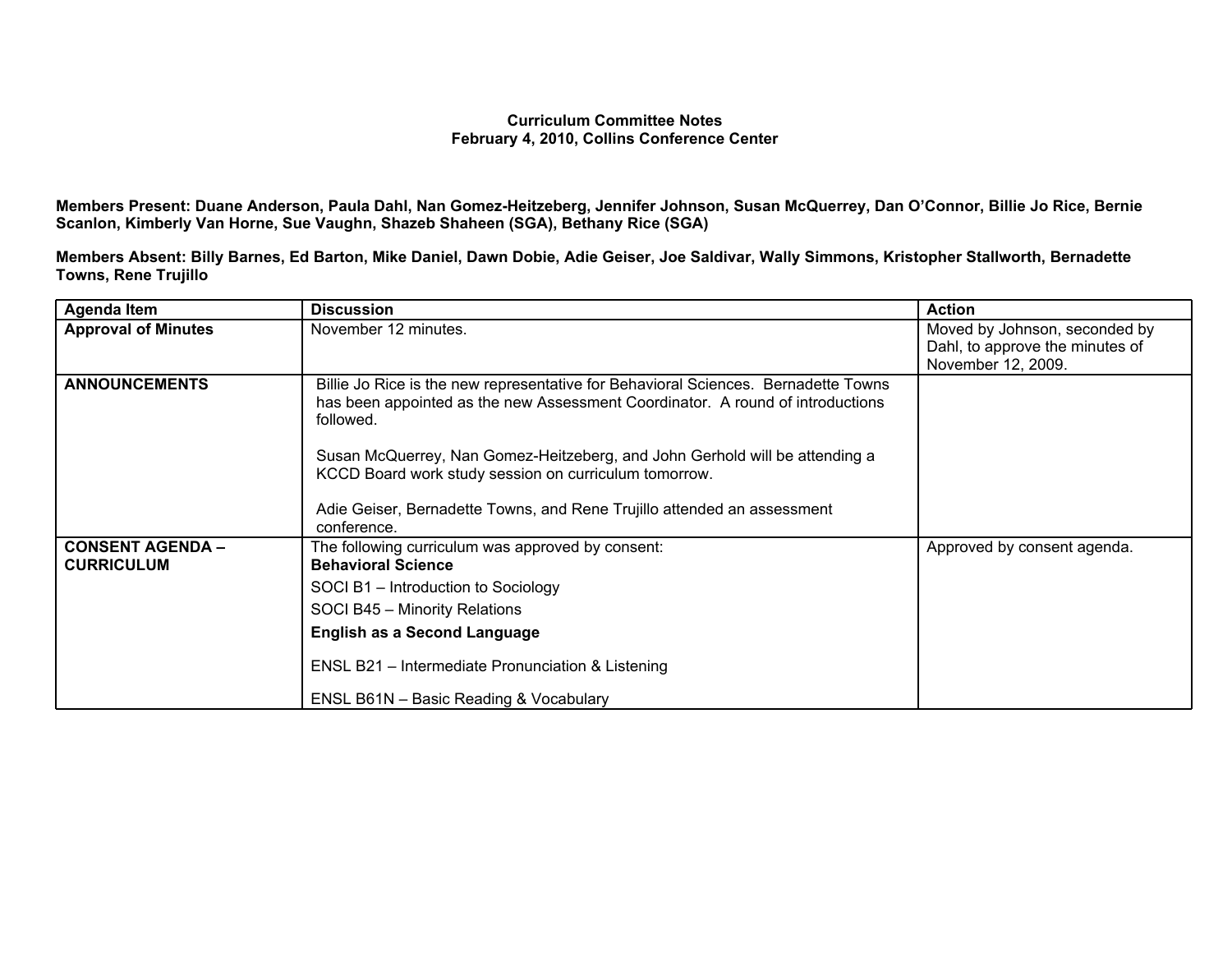**Curriculum Committee Notes**
**February 4, 2010, Collins Conference Center**

**Members Present: Duane Anderson, Paula Dahl, Nan Gomez-Heitzeberg, Jennifer Johnson, Susan McQuerrey, Dan O'Connor, Billie Jo Rice, Bernie Scanlon, Kimberly Van Horne, Sue Vaughn, Shazeb Shaheen (SGA), Bethany Rice (SGA)**

**Members Absent: Billy Barnes, Ed Barton, Mike Daniel, Dawn Dobie, Adie Geiser, Joe Saldivar, Wally Simmons, Kristopher Stallworth, Bernadette Towns, Rene Trujillo**

| Agenda Item | Discussion | Action |
| --- | --- | --- |
| **Approval of Minutes** | November 12 minutes. | Moved by Johnson, seconded by Dahl, to approve the minutes of November 12, 2009. |
| **ANNOUNCEMENTS** | Billie Jo Rice is the new representative for Behavioral Sciences. Bernadette Towns has been appointed as the new Assessment Coordinator. A round of introductions followed.<br><br>Susan McQuerrey, Nan Gomez-Heitzeberg, and John Gerhold will be attending a KCCD Board work study session on curriculum tomorrow.<br><br>Adie Geiser, Bernadette Towns, and Rene Trujillo attended an assessment conference. | |
| **CONSENT AGENDA – CURRICULUM** | The following curriculum was approved by consent:<br>**Behavioral Science**<br>SOCI B1 – Introduction to Sociology<br>SOCI B45 – Minority Relations<br>**English as a Second Language**<br>ENSL B21 – Intermediate Pronunciation & Listening<br>ENSL B61N – Basic Reading & Vocabulary | Approved by consent agenda. |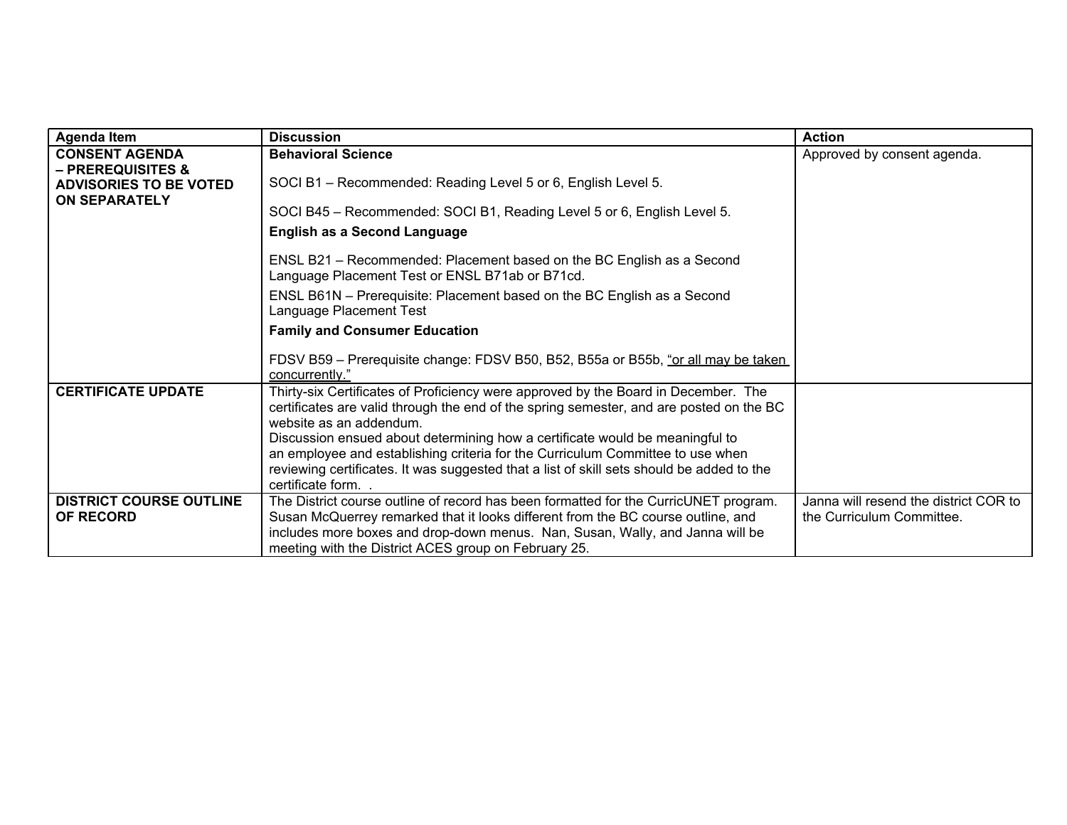| Agenda Item | Discussion | Action |
| --- | --- | --- |
| **CONSENT AGENDA – PREREQUISITES & ADVISORIES TO BE VOTED ON SEPARATELY** | **Behavioral Science**<br><br>SOCI B1 – Recommended: Reading Level 5 or 6, English Level 5.<br><br>SOCI B45 – Recommended: SOCI B1, Reading Level 5 or 6, English Level 5.<br><br>**English as a Second Language**<br><br>ENSL B21 – Recommended: Placement based on the BC English as a Second Language Placement Test or ENSL B71ab or B71cd.<br><br>ENSL B61N – Prerequisite: Placement based on the BC English as a Second Language Placement Test<br><br>**Family and Consumer Education**<br><br>FDSV B59 – Prerequisite change: FDSV B50, B52, B55a or B55b, <u>"or all may be taken concurrently."</u> | Approved by consent agenda. |
| **CERTIFICATE UPDATE** | Thirty-six Certificates of Proficiency were approved by the Board in December. The certificates are valid through the end of the spring semester, and are posted on the BC website as an addendum.<br>Discussion ensued about determining how a certificate would be meaningful to an employee and establishing criteria for the Curriculum Committee to use when reviewing certificates. It was suggested that a list of skill sets should be added to the certificate form. . | |
| **DISTRICT COURSE OUTLINE OF RECORD** | The District course outline of record has been formatted for the CurricUNET program. Susan McQuerrey remarked that it looks different from the BC course outline, and includes more boxes and drop-down menus. Nan, Susan, Wally, and Janna will be meeting with the District ACES group on February 25. | Janna will resend the district COR to the Curriculum Committee. |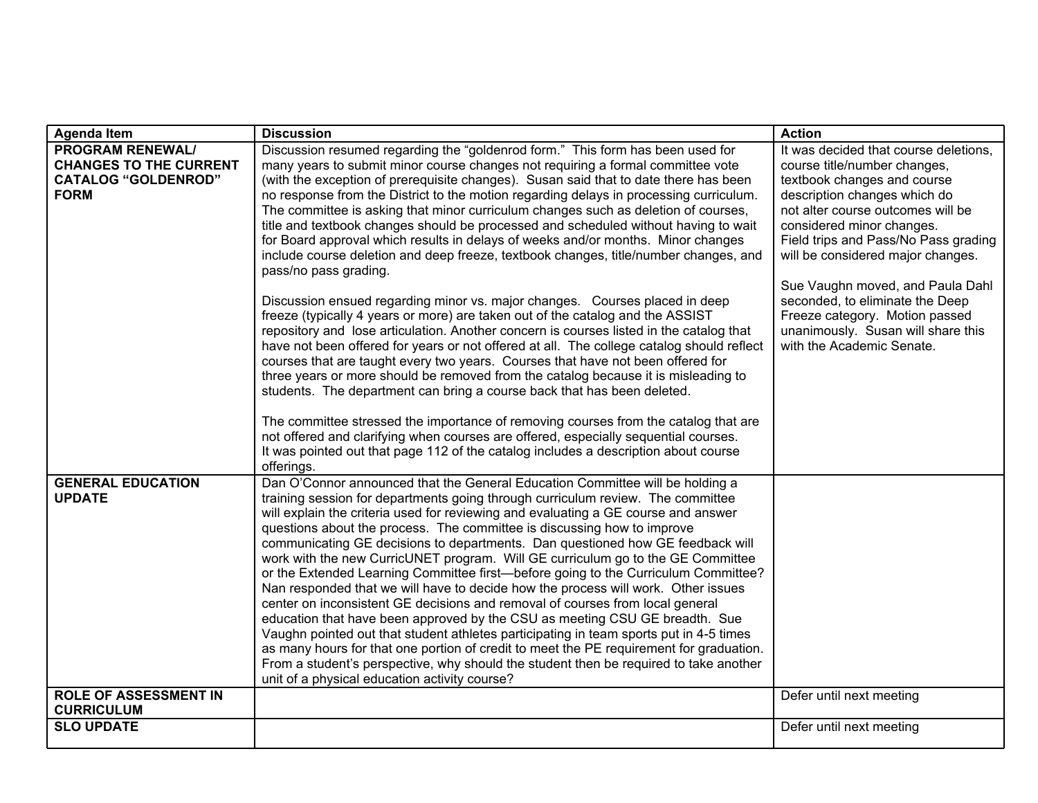| Agenda Item | Discussion | Action |
|---|---|---|
| **PROGRAM RENEWAL/ CHANGES TO THE CURRENT CATALOG "GOLDENROD" FORM** | Discussion resumed regarding the "goldenrod form." This form has been used for many years to submit minor course changes not requiring a formal committee vote (with the exception of prerequisite changes). Susan said that to date there has been no response from the District to the motion regarding delays in processing curriculum. The committee is asking that minor curriculum changes such as deletion of courses, title and textbook changes should be processed and scheduled without having to wait for Board approval which results in delays of weeks and/or months. Minor changes include course deletion and deep freeze, textbook changes, title/number changes, and pass/no pass grading.<br><br>Discussion ensued regarding minor vs. major changes. Courses placed in deep freeze (typically 4 years or more) are taken out of the catalog and the ASSIST repository and lose articulation. Another concern is courses listed in the catalog that have not been offered for years or not offered at all. The college catalog should reflect courses that are taught every two years. Courses that have not been offered for three years or more should be removed from the catalog because it is misleading to students. The department can bring a course back that has been deleted.<br><br>The committee stressed the importance of removing courses from the catalog that are not offered and clarifying when courses are offered, especially sequential courses. It was pointed out that page 112 of the catalog includes a description about course offerings. | It was decided that course deletions, course title/number changes, textbook changes and course description changes which do not alter course outcomes will be considered minor changes. Field trips and Pass/No Pass grading will be considered major changes.<br><br>Sue Vaughn moved, and Paula Dahl seconded, to eliminate the Deep Freeze category. Motion passed unanimously. Susan will share this with the Academic Senate. |
| **GENERAL EDUCATION UPDATE** | Dan O'Connor announced that the General Education Committee will be holding a training session for departments going through curriculum review. The committee will explain the criteria used for reviewing and evaluating a GE course and answer questions about the process. The committee is discussing how to improve communicating GE decisions to departments. Dan questioned how GE feedback will work with the new CurricUNET program. Will GE curriculum go to the GE Committee or the Extended Learning Committee first—before going to the Curriculum Committee? Nan responded that we will have to decide how the process will work. Other issues center on inconsistent GE decisions and removal of courses from local general education that have been approved by the CSU as meeting CSU GE breadth. Sue Vaughn pointed out that student athletes participating in team sports put in 4-5 times as many hours for that one portion of credit to meet the PE requirement for graduation. From a student's perspective, why should the student then be required to take another unit of a physical education activity course? | |
| **ROLE OF ASSESSMENT IN CURRICULUM** | | Defer until next meeting |
| **SLO UPDATE** | | Defer until next meeting |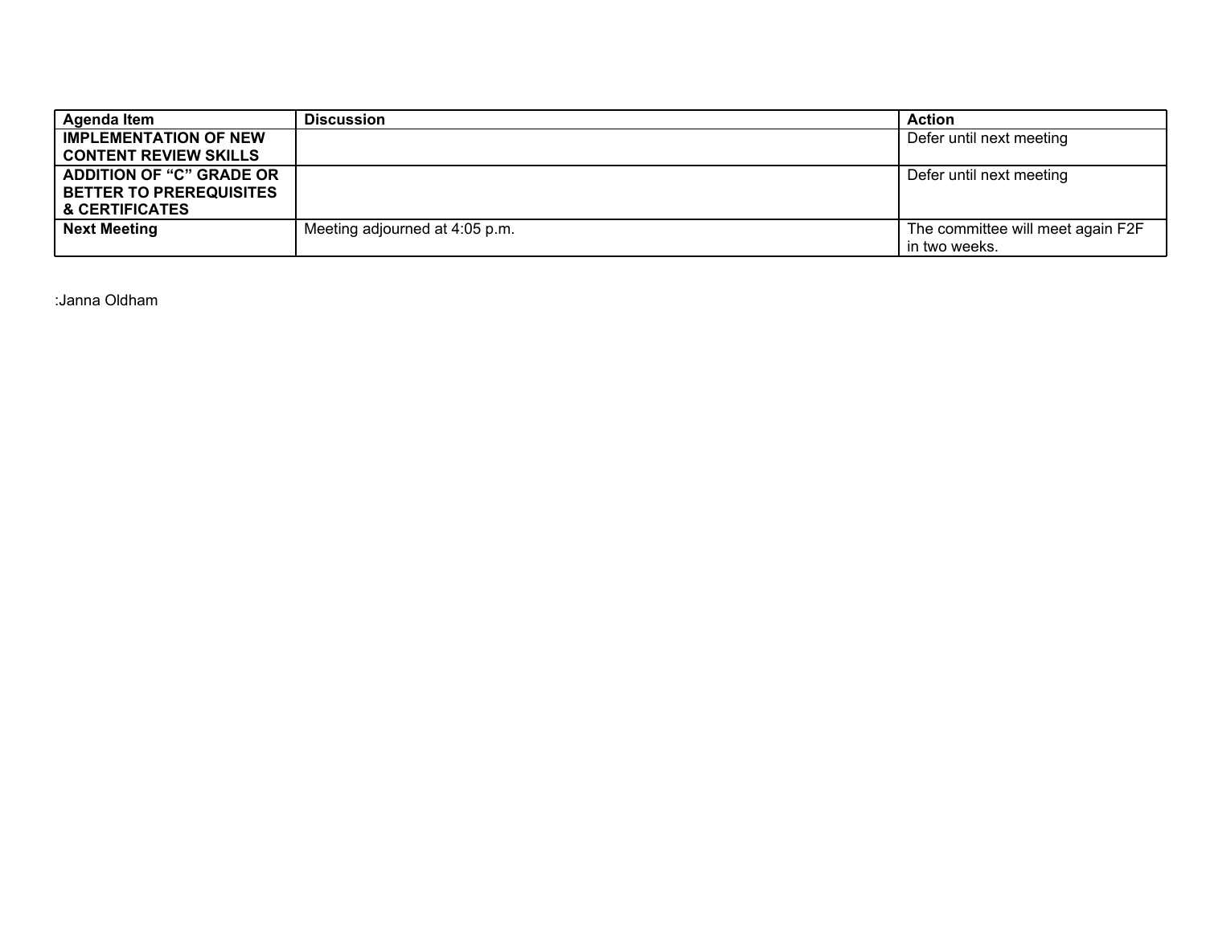| Agenda Item | Discussion | Action |
|---|---|---|
| **IMPLEMENTATION OF NEW CONTENT REVIEW SKILLS** | | Defer until next meeting |
| **ADDITION OF “C” GRADE OR BETTER TO PREREQUISITES & CERTIFICATES** | | Defer until next meeting |
| **Next Meeting** | Meeting adjourned at 4:05 p.m. | The committee will meet again F2F in two weeks. |

:Janna Oldham